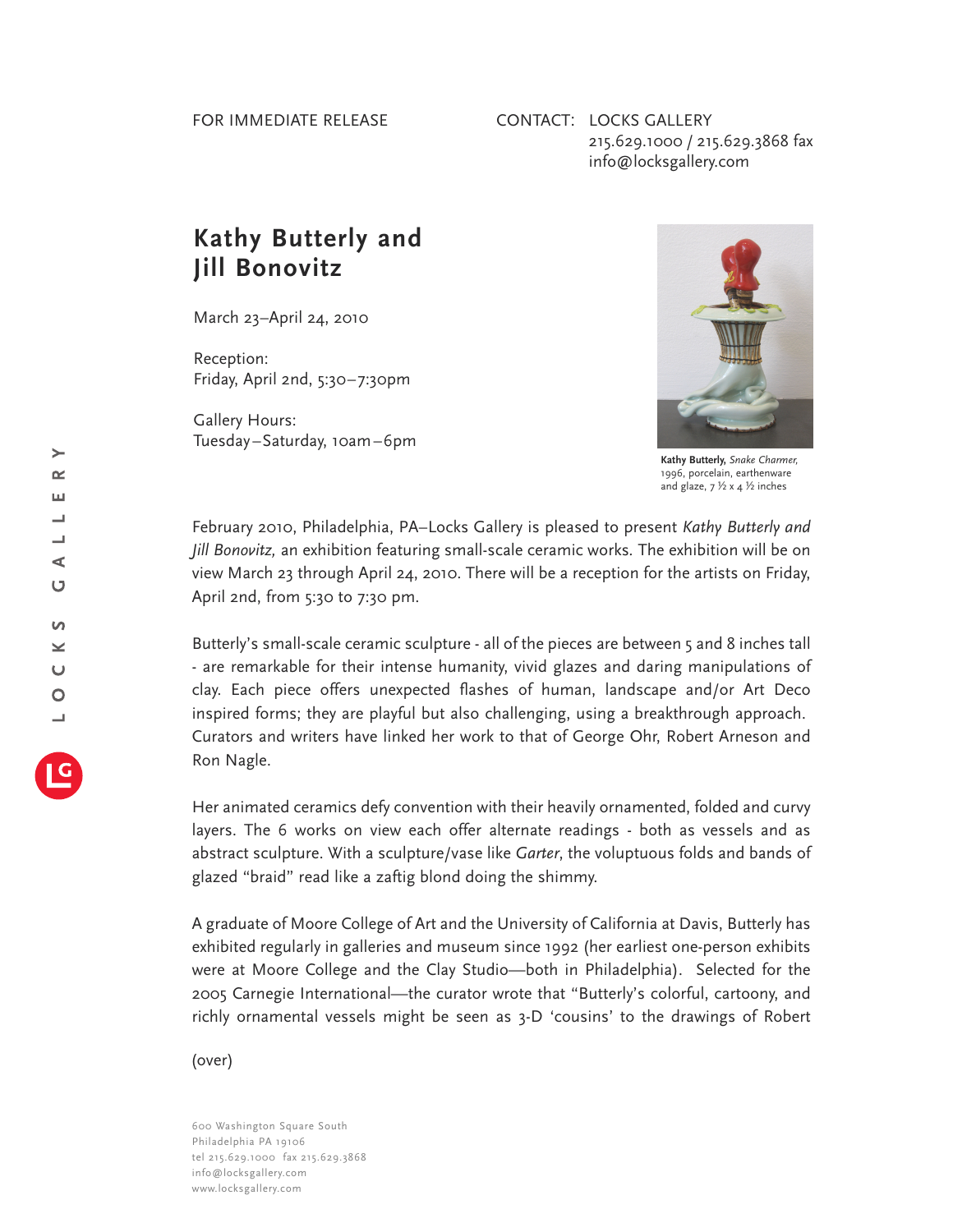FOR IMMEDIATE RELEASE

CONTACT: LOCKS GALLERY
215.629.1000 / 215.629.3868 fax
info@locksgallery.com

# Kathy Butterly and Jill Bonovitz

March 23–April 24, 2010

Reception:
Friday, April 2nd, 5:30–7:30pm

Gallery Hours:
Tuesday–Saturday, 10am–6pm

**Kathy Butterly,** *Snake Charmer,* 1996, porcelain, earthenware and glaze, 7 ½ x 4 ½ inches

February 2010, Philadelphia, PA–Locks Gallery is pleased to present *Kathy Butterly and Jill Bonovitz,* an exhibition featuring small-scale ceramic works. The exhibition will be on view March 23 through April 24, 2010. There will be a reception for the artists on Friday, April 2nd, from 5:30 to 7:30 pm.

Butterly's small-scale ceramic sculpture - all of the pieces are between 5 and 8 inches tall - are remarkable for their intense humanity, vivid glazes and daring manipulations of clay. Each piece offers unexpected flashes of human, landscape and/or Art Deco inspired forms; they are playful but also challenging, using a breakthrough approach. Curators and writers have linked her work to that of George Ohr, Robert Arneson and Ron Nagle.

Her animated ceramics defy convention with their heavily ornamented, folded and curvy layers. The 6 works on view each offer alternate readings - both as vessels and as abstract sculpture. With a sculpture/vase like *Garter*, the voluptuous folds and bands of glazed "braid" read like a zaftig blond doing the shimmy.

A graduate of Moore College of Art and the University of California at Davis, Butterly has exhibited regularly in galleries and museum since 1992 (her earliest one-person exhibits were at Moore College and the Clay Studio—both in Philadelphia). Selected for the 2005 Carnegie International—the curator wrote that "Butterly's colorful, cartoony, and richly ornamental vessels might be seen as 3-D 'cousins' to the drawings of Robert

(over)

600 Washington Square South
Philadelphia PA 19106
tel 215.629.1000 fax 215.629.3868
info@locksgallery.com
www.locksgallery.com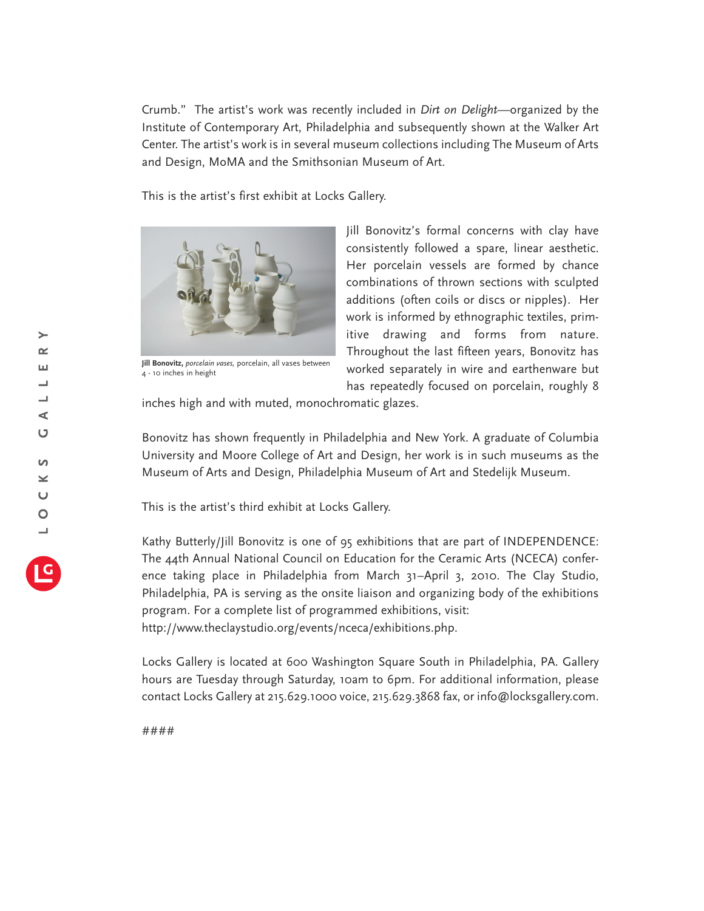Crumb." The artist's work was recently included in *Dirt on Delight*—organized by the Institute of Contemporary Art, Philadelphia and subsequently shown at the Walker Art Center. The artist's work is in several museum collections including The Museum of Arts and Design, MoMA and the Smithsonian Museum of Art.

This is the artist's first exhibit at Locks Gallery.

**Jill Bonovitz,** *porcelain vases,* porcelain, all vases between 4 - 10 inches in height

Jill Bonovitz's formal concerns with clay have consistently followed a spare, linear aesthetic. Her porcelain vessels are formed by chance combinations of thrown sections with sculpted additions (often coils or discs or nipples). Her work is informed by ethnographic textiles, primitive drawing and forms from nature. Throughout the last fifteen years, Bonovitz has worked separately in wire and earthenware but has repeatedly focused on porcelain, roughly 8 inches high and with muted, monochromatic glazes.

Bonovitz has shown frequently in Philadelphia and New York. A graduate of Columbia University and Moore College of Art and Design, her work is in such museums as the Museum of Arts and Design, Philadelphia Museum of Art and Stedelijk Museum.

This is the artist's third exhibit at Locks Gallery.

Kathy Butterly/Jill Bonovitz is one of 95 exhibitions that are part of INDEPENDENCE: The 44th Annual National Council on Education for the Ceramic Arts (NCECA) conference taking place in Philadelphia from March 31–April 3, 2010. The Clay Studio, Philadelphia, PA is serving as the onsite liaison and organizing body of the exhibitions program. For a complete list of programmed exhibitions, visit:
http://www.theclaystudio.org/events/nceca/exhibitions.php.

Locks Gallery is located at 600 Washington Square South in Philadelphia, PA. Gallery hours are Tuesday through Saturday, 10am to 6pm. For additional information, please contact Locks Gallery at 215.629.1000 voice, 215.629.3868 fax, or info@locksgallery.com.

####